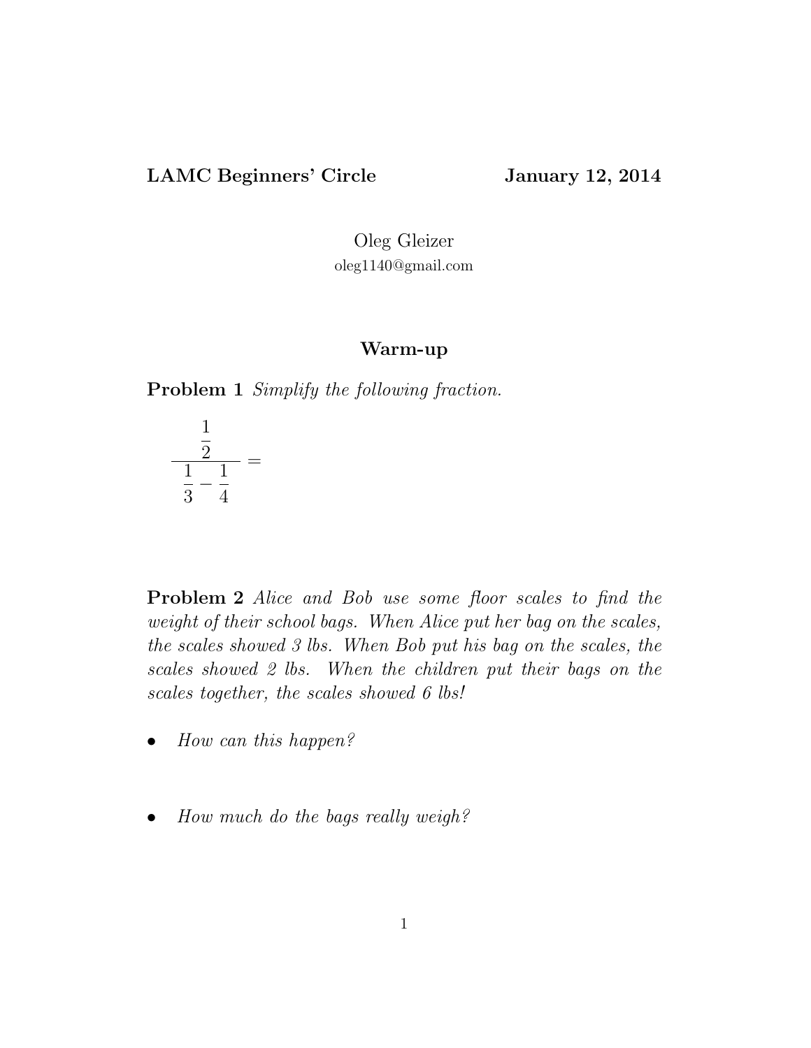**LAMC Beginners' Circle** **January 12, 2014**

Oleg Gleizer

oleg1140@gmail.com

## Warm-up

**Problem 1** *Simplify the following fraction.*

$$\frac{\frac{1}{2}}{\frac{1}{3} - \frac{1}{4}} =$$

**Problem 2** *Alice and Bob use some floor scales to find the weight of their school bags. When Alice put her bag on the scales, the scales showed 3 lbs. When Bob put his bag on the scales, the scales showed 2 lbs. When the children put their bags on the scales together, the scales showed 6 lbs!*

- *How can this happen?*

- *How much do the bags really weigh?*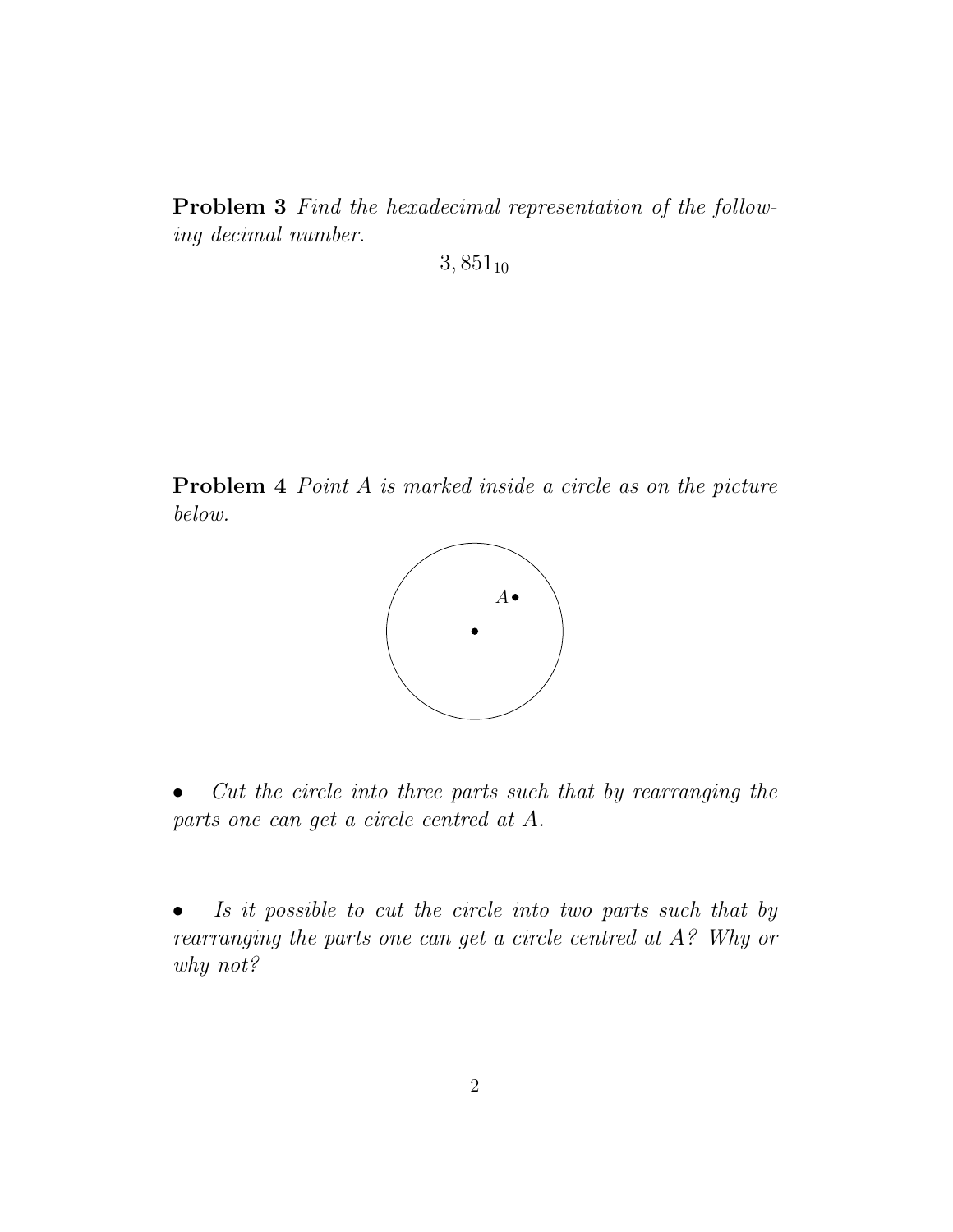**Problem 3** *Find the hexadecimal representation of the following decimal number.*

$$3,851_{10}$$

**Problem 4** *Point A is marked inside a circle as on the picture below.*

- *Cut the circle into three parts such that by rearranging the parts one can get a circle centred at A.*

- *Is it possible to cut the circle into two parts such that by rearranging the parts one can get a circle centred at A? Why or why not?*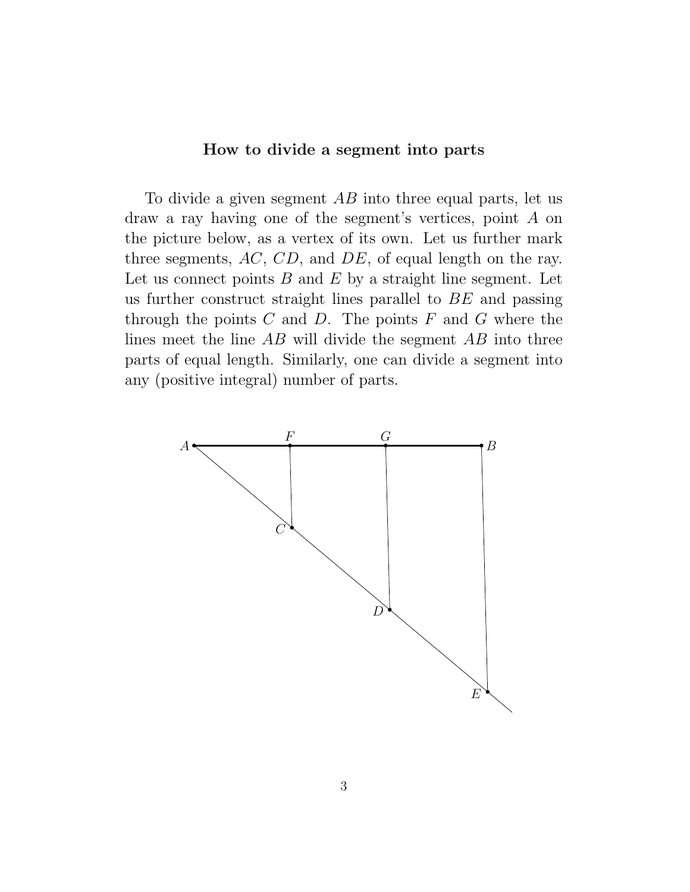### How to divide a segment into parts

To divide a given segment $AB$ into three equal parts, let us draw a ray having one of the segment's vertices, point $A$ on the picture below, as a vertex of its own. Let us further mark three segments, $AC$, $CD$, and $DE$, of equal length on the ray. Let us connect points $B$ and $E$ by a straight line segment. Let us further construct straight lines parallel to $BE$ and passing through the points $C$ and $D$. The points $F$ and $G$ where the lines meet the line $AB$ will divide the segment $AB$ into three parts of equal length. Similarly, one can divide a segment into any (positive integral) number of parts.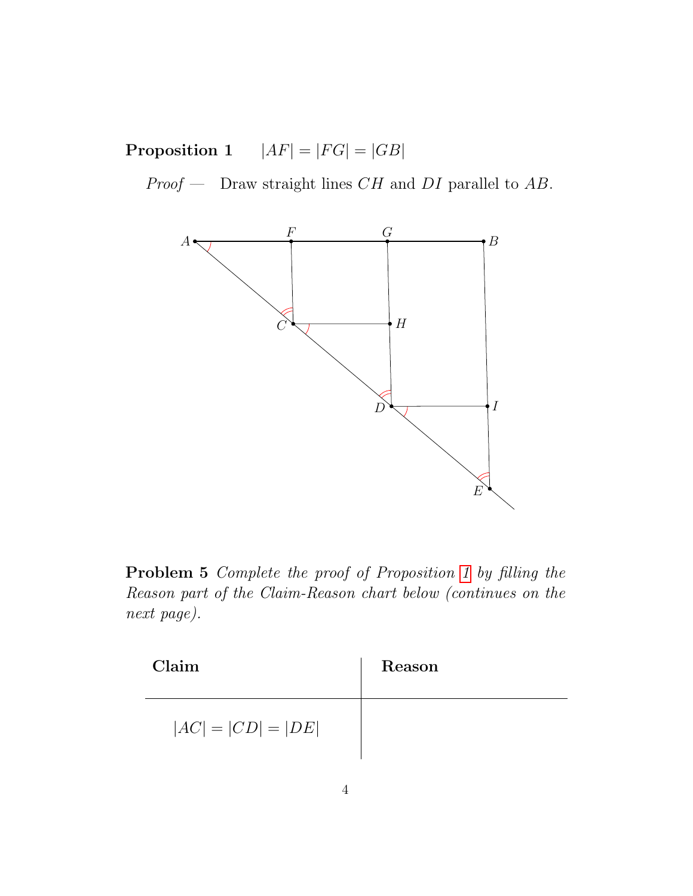**Proposition 1** $|AF| = |FG| = |GB|$

*Proof —* Draw straight lines $CH$ and $DI$ parallel to $AB$.

**Problem 5** *Complete the proof of Proposition 1 by filling the Reason part of the Claim-Reason chart below (continues on the next page).*

| **Claim** | **Reason** |
| --- | --- |
| $\lvert AC\rvert = \lvert CD\rvert = \lvert DE\rvert$ | |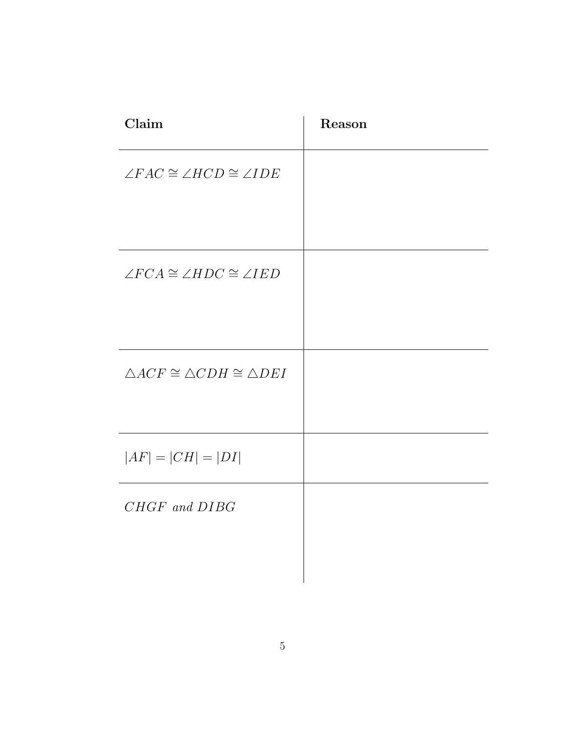| **Claim** | **Reason** |
| --- | --- |
| $\angle FAC \cong \angle HCD \cong \angle IDE$ | |
| $\angle FCA \cong \angle HDC \cong \angle IED$ | |
| $\triangle ACF \cong \triangle CDH \cong \triangle DEI$ | |
| $\lvert AF \rvert = \lvert CH \rvert = \lvert DI \rvert$ | |
| $CHGF$ and $DIBG$ | |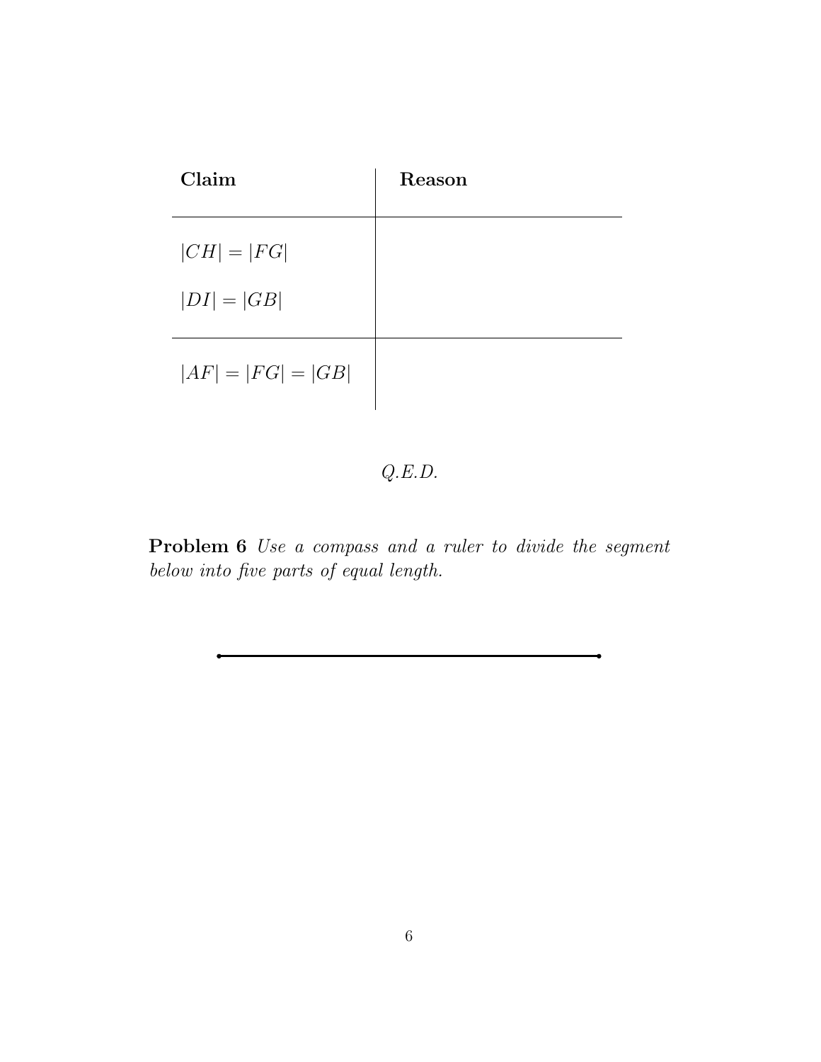| **Claim** | **Reason** |
| --- | --- |
| $\|CH\| = \|FG\|$ <br> $\|DI\| = \|GB\|$ | |
| $\|AF\| = \|FG\| = \|GB\|$ | |

*Q.E.D.*

**Problem 6** *Use a compass and a ruler to divide the segment below into five parts of equal length.*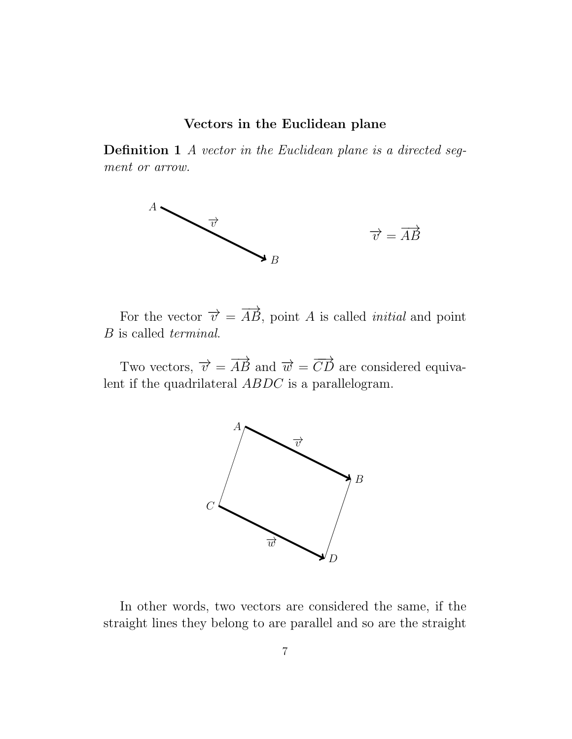## Vectors in the Euclidean plane

**Definition 1** *A vector in the Euclidean plane is a directed segment or arrow.*

$$\overrightarrow{v} = \overrightarrow{AB}$$

For the vector $\overrightarrow{v} = \overrightarrow{AB}$, point $A$ is called *initial* and point $B$ is called *terminal*.

Two vectors, $\overrightarrow{v} = \overrightarrow{AB}$ and $\overrightarrow{w} = \overrightarrow{CD}$ are considered equivalent if the quadrilateral $ABDC$ is a parallelogram.

In other words, two vectors are considered the same, if the straight lines they belong to are parallel and so are the straight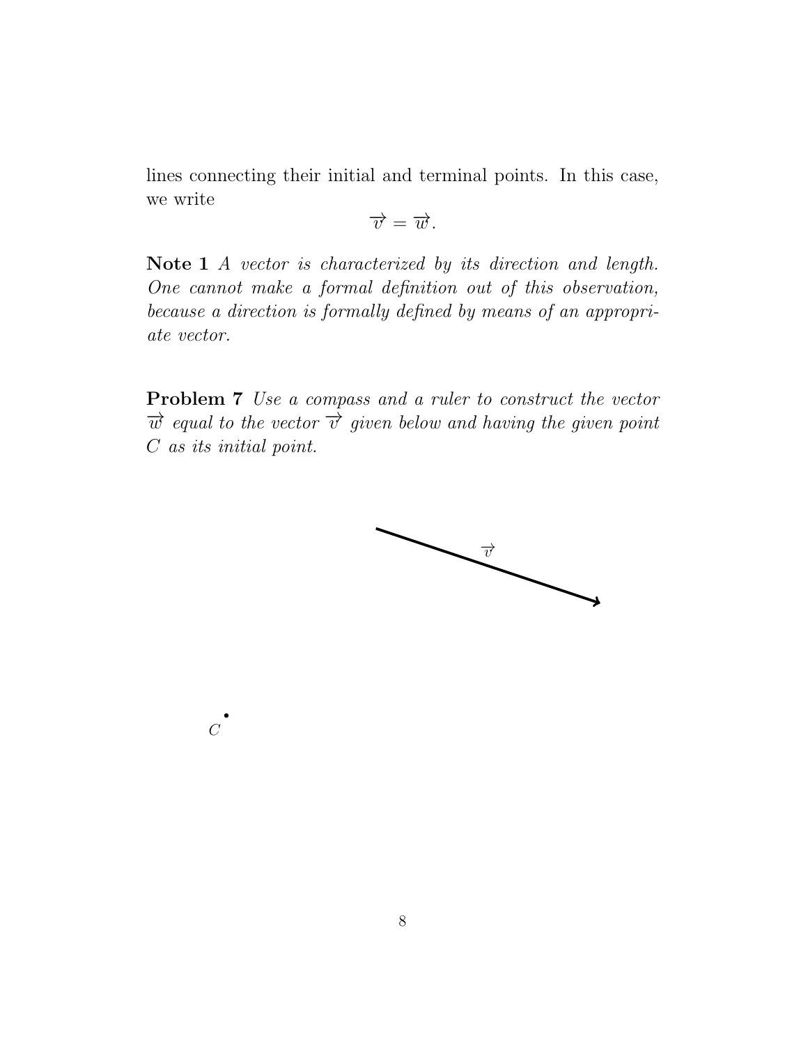lines connecting their initial and terminal points. In this case, we write

$$\overrightarrow{v} = \overrightarrow{w}.$$

**Note 1** *A vector is characterized by its direction and length. One cannot make a formal definition out of this observation, because a direction is formally defined by means of an appropriate vector.*

**Problem 7** *Use a compass and a ruler to construct the vector* $\overrightarrow{w}$ *equal to the vector* $\overrightarrow{v}$ *given below and having the given point* $C$ *as its initial point.*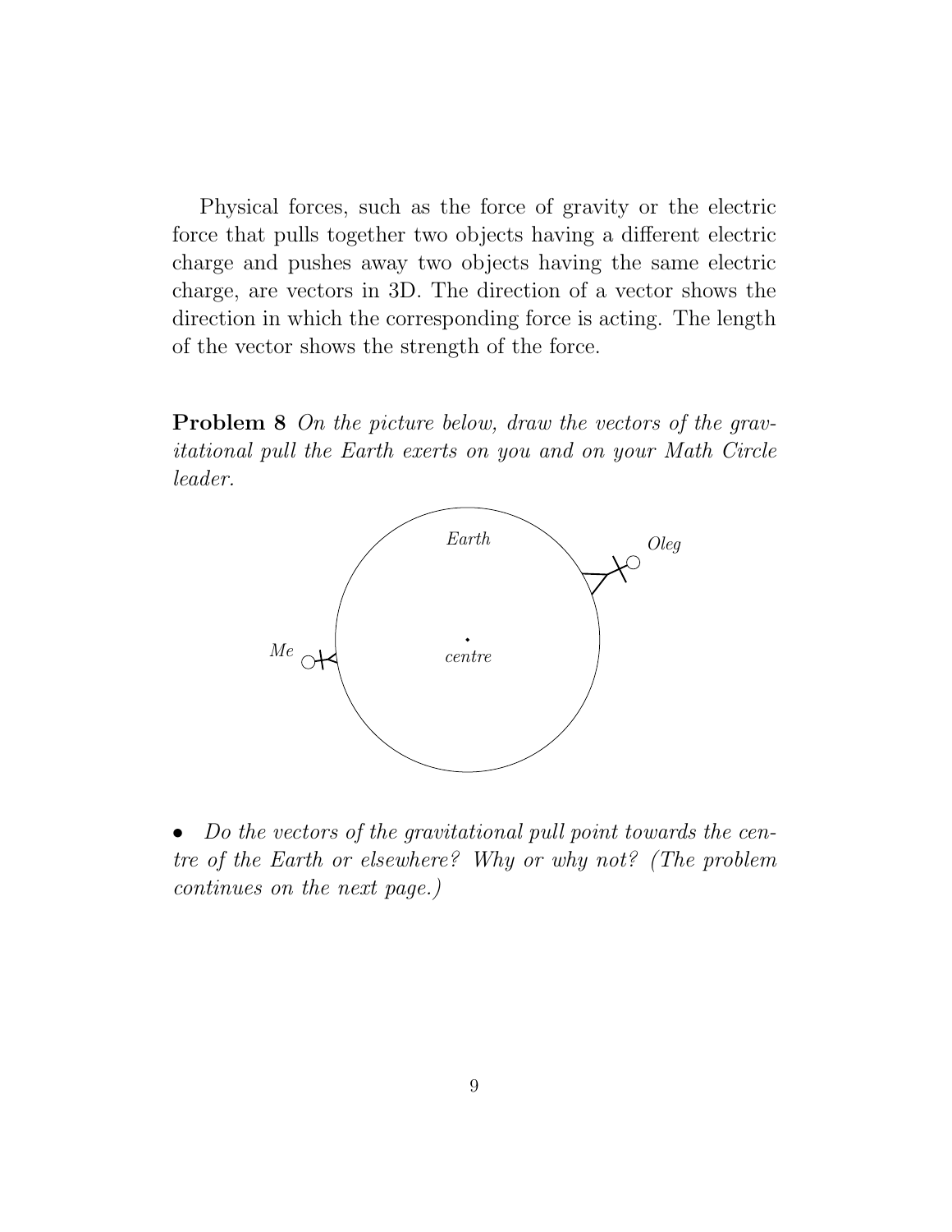Physical forces, such as the force of gravity or the electric force that pulls together two objects having a different electric charge and pushes away two objects having the same electric charge, are vectors in 3D. The direction of a vector shows the direction in which the corresponding force is acting. The length of the vector shows the strength of the force.

**Problem 8** *On the picture below, draw the vectors of the gravitational pull the Earth exerts on you and on your Math Circle leader.*

- *Do the vectors of the gravitational pull point towards the centre of the Earth or elsewhere? Why or why not? (The problem continues on the next page.)*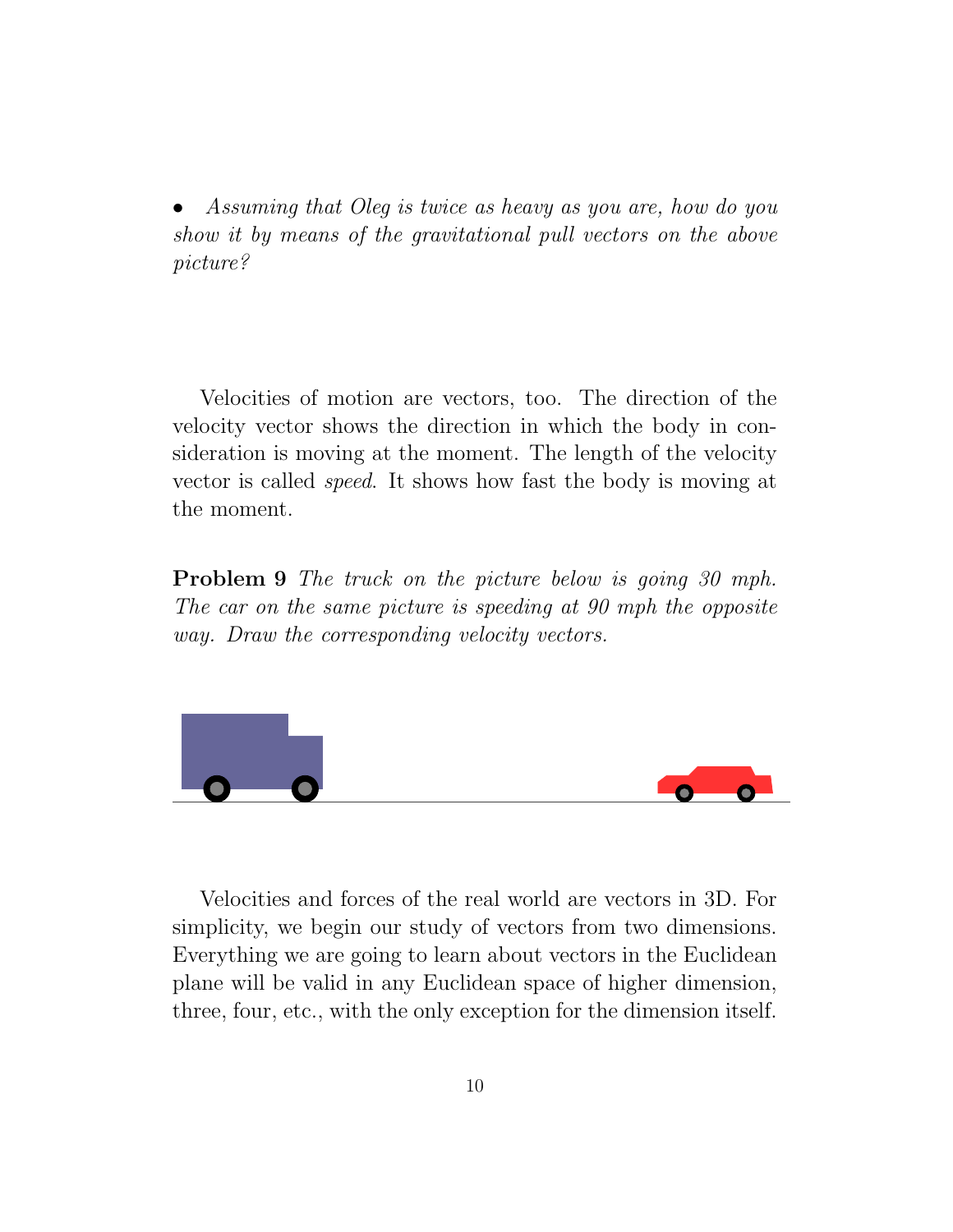- *Assuming that Oleg is twice as heavy as you are, how do you show it by means of the gravitational pull vectors on the above picture?*

Velocities of motion are vectors, too. The direction of the velocity vector shows the direction in which the body in consideration is moving at the moment. The length of the velocity vector is called *speed*. It shows how fast the body is moving at the moment.

**Problem 9** *The truck on the picture below is going 30 mph. The car on the same picture is speeding at 90 mph the opposite way. Draw the corresponding velocity vectors.*

Velocities and forces of the real world are vectors in 3D. For simplicity, we begin our study of vectors from two dimensions. Everything we are going to learn about vectors in the Euclidean plane will be valid in any Euclidean space of higher dimension, three, four, etc., with the only exception for the dimension itself.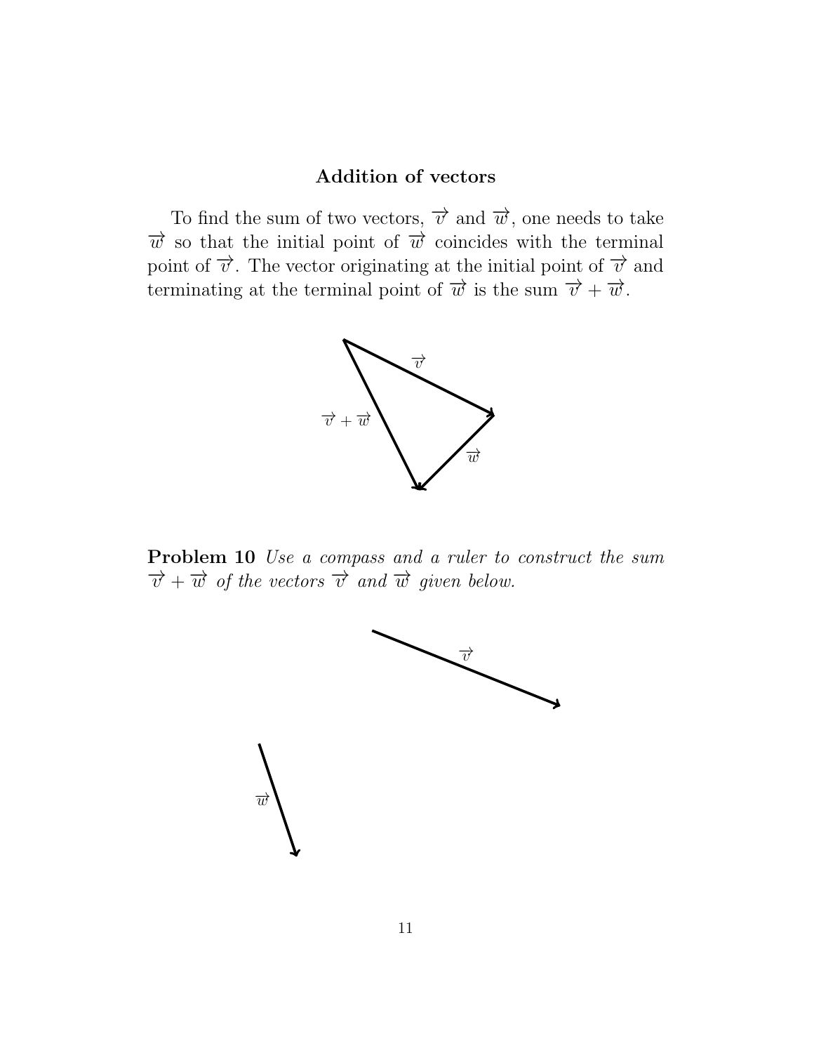## Addition of vectors

To find the sum of two vectors, $\overrightarrow{v}$ and $\overrightarrow{w}$, one needs to take $\overrightarrow{w}$ so that the initial point of $\overrightarrow{w}$ coincides with the terminal point of $\overrightarrow{v}$. The vector originating at the initial point of $\overrightarrow{v}$ and terminating at the terminal point of $\overrightarrow{w}$ is the sum $\overrightarrow{v} + \overrightarrow{w}$.

**Problem 10** *Use a compass and a ruler to construct the sum $\overrightarrow{v} + \overrightarrow{w}$ of the vectors $\overrightarrow{v}$ and $\overrightarrow{w}$ given below.*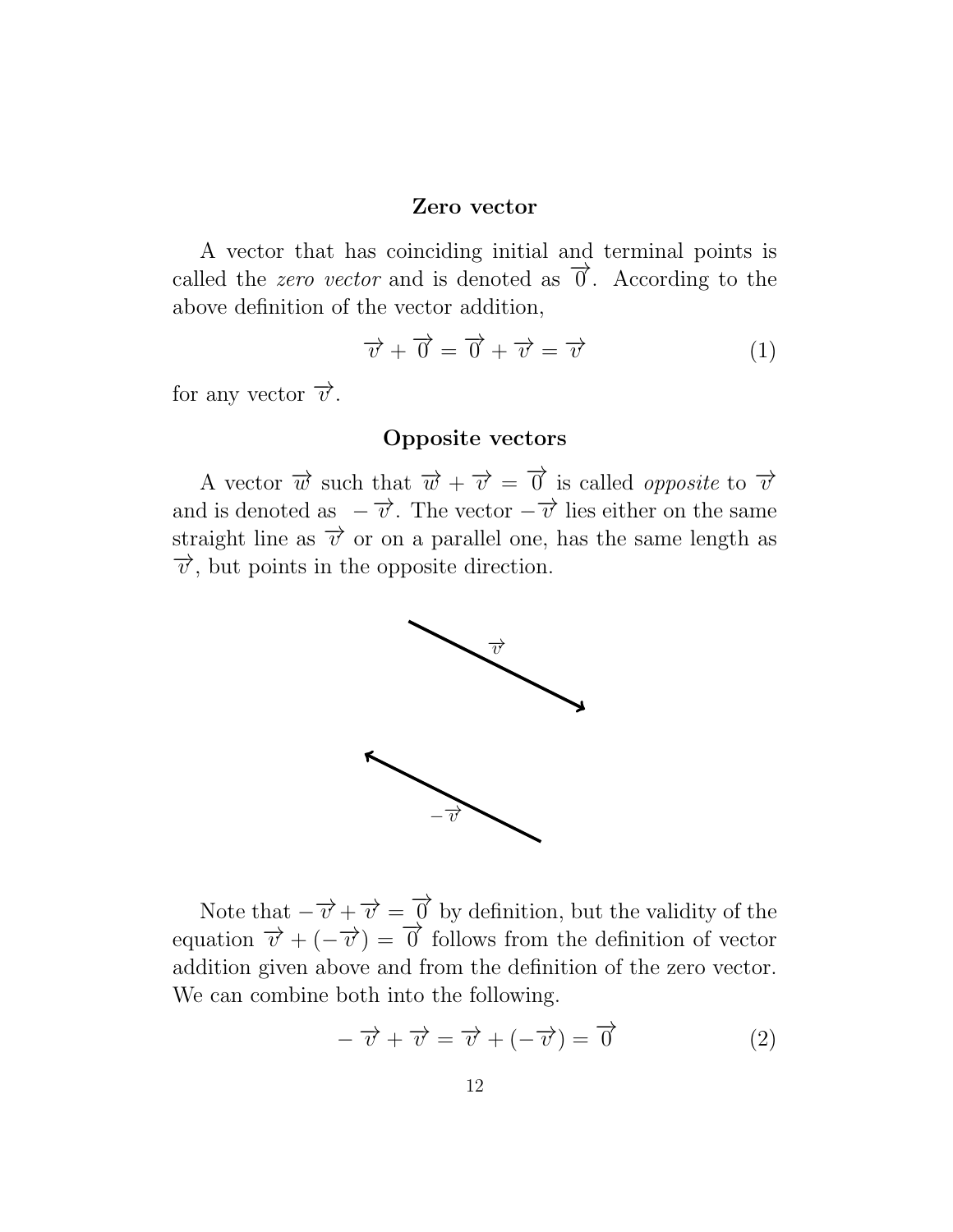### Zero vector

A vector that has coinciding initial and terminal points is called the *zero vector* and is denoted as $\overrightarrow{0}$. According to the above definition of the vector addition,

$$\overrightarrow{v} + \overrightarrow{0} = \overrightarrow{0} + \overrightarrow{v} = \overrightarrow{v} \tag{1}$$

for any vector $\overrightarrow{v}$.

### Opposite vectors

A vector $\overrightarrow{w}$ such that $\overrightarrow{w} + \overrightarrow{v} = \overrightarrow{0}$ is called *opposite* to $\overrightarrow{v}$ and is denoted as $-\overrightarrow{v}$. The vector $-\overrightarrow{v}$ lies either on the same straight line as $\overrightarrow{v}$ or on a parallel one, has the same length as $\overrightarrow{v}$, but points in the opposite direction.

Note that $-\overrightarrow{v} + \overrightarrow{v} = \overrightarrow{0}$ by definition, but the validity of the equation $\overrightarrow{v} + (-\overrightarrow{v}) = \overrightarrow{0}$ follows from the definition of vector addition given above and from the definition of the zero vector. We can combine both into the following.

$$-\overrightarrow{v} + \overrightarrow{v} = \overrightarrow{v} + (-\overrightarrow{v}) = \overrightarrow{0} \tag{2}$$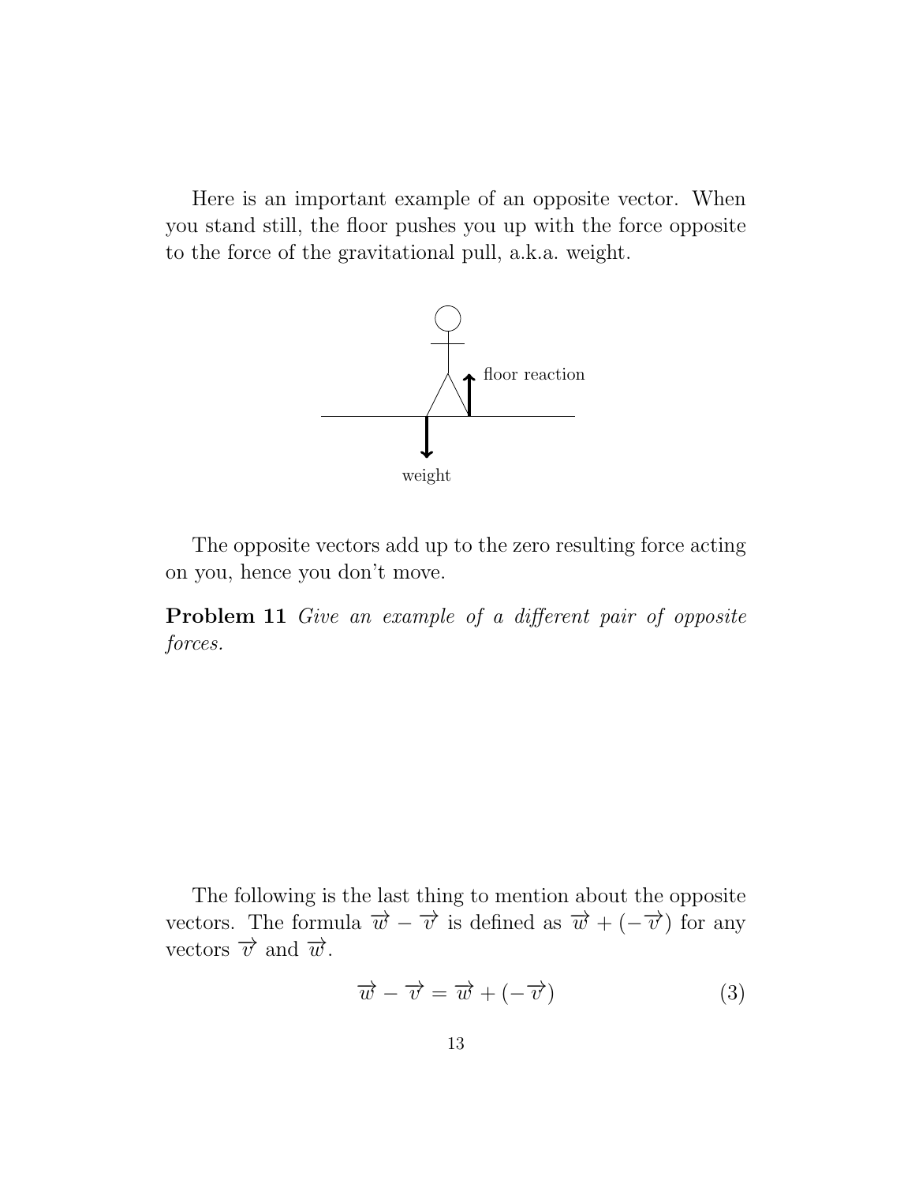Here is an important example of an opposite vector. When you stand still, the floor pushes you up with the force opposite to the force of the gravitational pull, a.k.a. weight.

floor reaction

weight

The opposite vectors add up to the zero resulting force acting on you, hence you don't move.

**Problem 11** *Give an example of a different pair of opposite forces.*

The following is the last thing to mention about the opposite vectors. The formula $\overrightarrow{w} - \overrightarrow{v}$ is defined as $\overrightarrow{w} + (-\overrightarrow{v})$ for any vectors $\overrightarrow{v}$ and $\overrightarrow{w}$.

$$\overrightarrow{w} - \overrightarrow{v} = \overrightarrow{w} + (-\overrightarrow{v}) \tag{3}$$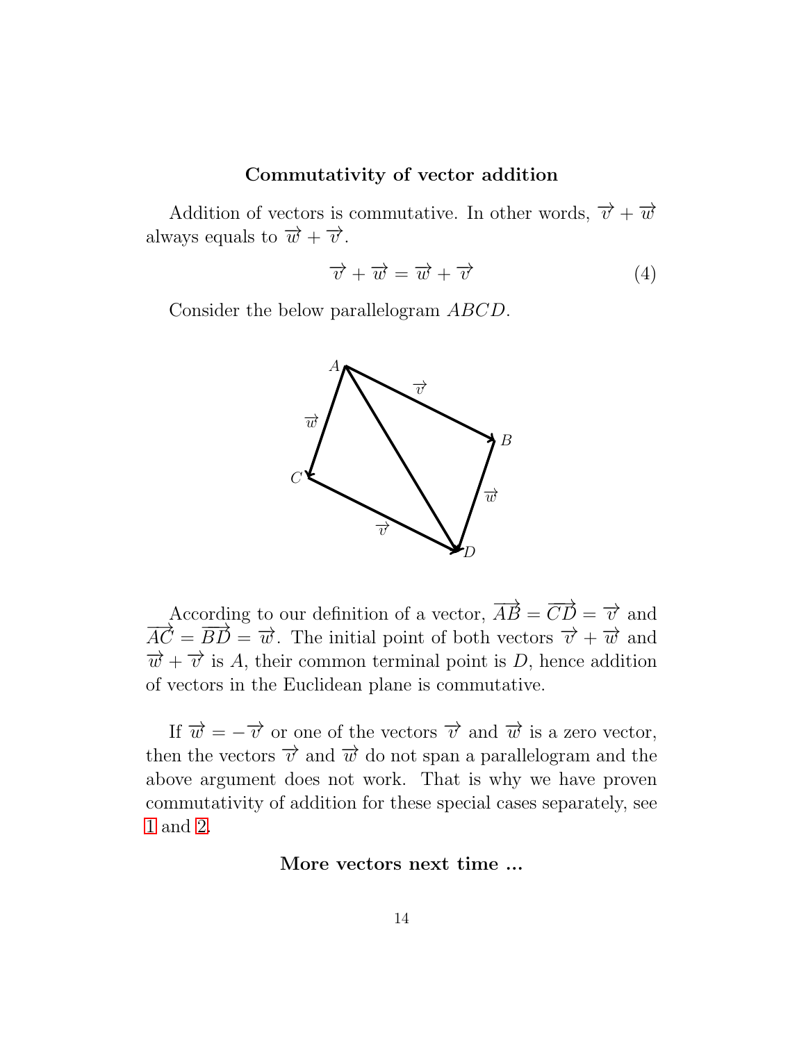### Commutativity of vector addition

Addition of vectors is commutative. In other words, $\overrightarrow{v} + \overrightarrow{w}$ always equals to $\overrightarrow{w} + \overrightarrow{v}$.

$$\overrightarrow{v} + \overrightarrow{w} = \overrightarrow{w} + \overrightarrow{v} \tag{4}$$

Consider the below parallelogram $ABCD$.

According to our definition of a vector, $\overrightarrow{AB} = \overrightarrow{CD} = \overrightarrow{v}$ and $\overrightarrow{AC} = \overrightarrow{BD} = \overrightarrow{w}$. The initial point of both vectors $\overrightarrow{v} + \overrightarrow{w}$ and $\overrightarrow{w} + \overrightarrow{v}$ is $A$, their common terminal point is $D$, hence addition of vectors in the Euclidean plane is commutative.

If $\overrightarrow{w} = -\overrightarrow{v}$ or one of the vectors $\overrightarrow{v}$ and $\overrightarrow{w}$ is a zero vector, then the vectors $\overrightarrow{v}$ and $\overrightarrow{w}$ do not span a parallelogram and the above argument does not work. That is why we have proven commutativity of addition for these special cases separately, see 1 and 2.

**More vectors next time ...**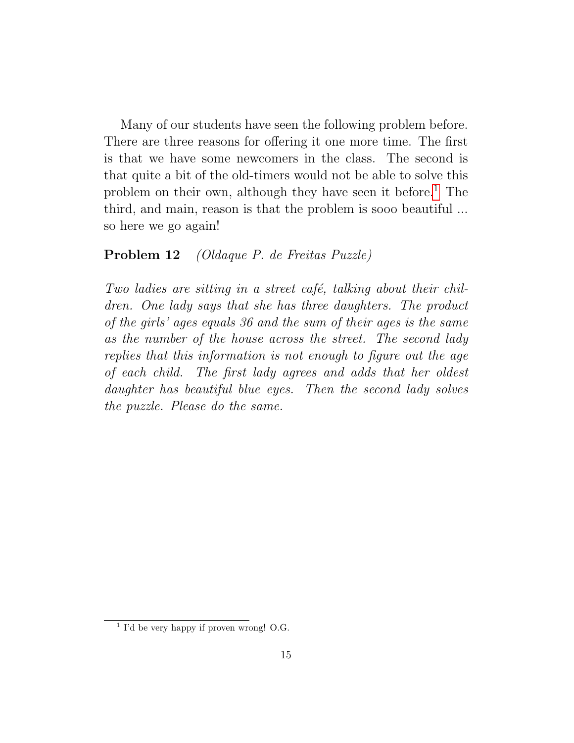Many of our students have seen the following problem before. There are three reasons for offering it one more time. The first is that we have some newcomers in the class. The second is that quite a bit of the old-timers would not be able to solve this problem on their own, although they have seen it before.[1] The third, and main, reason is that the problem is sooo beautiful ... so here we go again!

**Problem 12** *(Oldaque P. de Freitas Puzzle)*

*Two ladies are sitting in a street café, talking about their children. One lady says that she has three daughters. The product of the girls' ages equals 36 and the sum of their ages is the same as the number of the house across the street. The second lady replies that this information is not enough to figure out the age of each child. The first lady agrees and adds that her oldest daughter has beautiful blue eyes. Then the second lady solves the puzzle. Please do the same.*

[1] I'd be very happy if proven wrong! O.G.